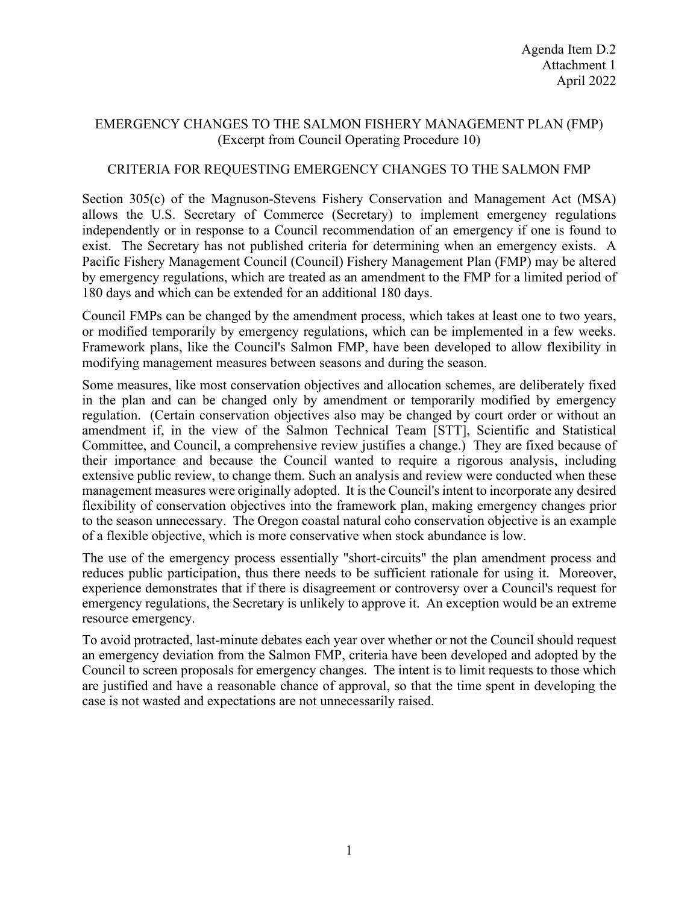Agenda Item D.2
Attachment 1
April 2022

# EMERGENCY CHANGES TO THE SALMON FISHERY MANAGEMENT PLAN (FMP)
(Excerpt from Council Operating Procedure 10)

## CRITERIA FOR REQUESTING EMERGENCY CHANGES TO THE SALMON FMP

Section 305(c) of the Magnuson-Stevens Fishery Conservation and Management Act (MSA) allows the U.S. Secretary of Commerce (Secretary) to implement emergency regulations independently or in response to a Council recommendation of an emergency if one is found to exist. The Secretary has not published criteria for determining when an emergency exists. A Pacific Fishery Management Council (Council) Fishery Management Plan (FMP) may be altered by emergency regulations, which are treated as an amendment to the FMP for a limited period of 180 days and which can be extended for an additional 180 days.

Council FMPs can be changed by the amendment process, which takes at least one to two years, or modified temporarily by emergency regulations, which can be implemented in a few weeks. Framework plans, like the Council's Salmon FMP, have been developed to allow flexibility in modifying management measures between seasons and during the season.

Some measures, like most conservation objectives and allocation schemes, are deliberately fixed in the plan and can be changed only by amendment or temporarily modified by emergency regulation. (Certain conservation objectives also may be changed by court order or without an amendment if, in the view of the Salmon Technical Team [STT], Scientific and Statistical Committee, and Council, a comprehensive review justifies a change.) They are fixed because of their importance and because the Council wanted to require a rigorous analysis, including extensive public review, to change them. Such an analysis and review were conducted when these management measures were originally adopted. It is the Council's intent to incorporate any desired flexibility of conservation objectives into the framework plan, making emergency changes prior to the season unnecessary. The Oregon coastal natural coho conservation objective is an example of a flexible objective, which is more conservative when stock abundance is low.

The use of the emergency process essentially "short-circuits" the plan amendment process and reduces public participation, thus there needs to be sufficient rationale for using it. Moreover, experience demonstrates that if there is disagreement or controversy over a Council's request for emergency regulations, the Secretary is unlikely to approve it. An exception would be an extreme resource emergency.

To avoid protracted, last-minute debates each year over whether or not the Council should request an emergency deviation from the Salmon FMP, criteria have been developed and adopted by the Council to screen proposals for emergency changes. The intent is to limit requests to those which are justified and have a reasonable chance of approval, so that the time spent in developing the case is not wasted and expectations are not unnecessarily raised.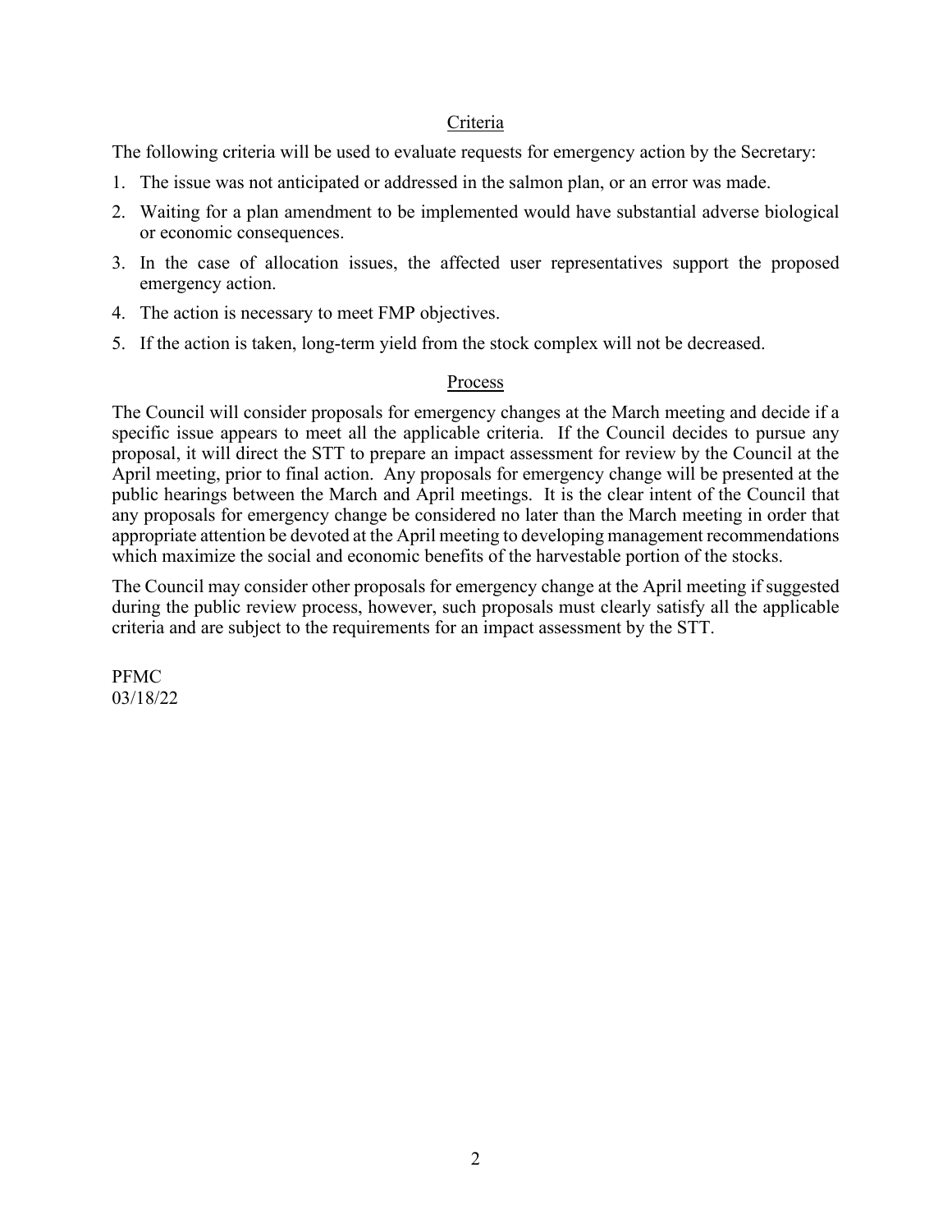## Criteria

The following criteria will be used to evaluate requests for emergency action by the Secretary:

1. The issue was not anticipated or addressed in the salmon plan, or an error was made.
2. Waiting for a plan amendment to be implemented would have substantial adverse biological or economic consequences.
3. In the case of allocation issues, the affected user representatives support the proposed emergency action.
4. The action is necessary to meet FMP objectives.
5. If the action is taken, long-term yield from the stock complex will not be decreased.

## Process

The Council will consider proposals for emergency changes at the March meeting and decide if a specific issue appears to meet all the applicable criteria. If the Council decides to pursue any proposal, it will direct the STT to prepare an impact assessment for review by the Council at the April meeting, prior to final action. Any proposals for emergency change will be presented at the public hearings between the March and April meetings. It is the clear intent of the Council that any proposals for emergency change be considered no later than the March meeting in order that appropriate attention be devoted at the April meeting to developing management recommendations which maximize the social and economic benefits of the harvestable portion of the stocks.

The Council may consider other proposals for emergency change at the April meeting if suggested during the public review process, however, such proposals must clearly satisfy all the applicable criteria and are subject to the requirements for an impact assessment by the STT.

PFMC
03/18/22